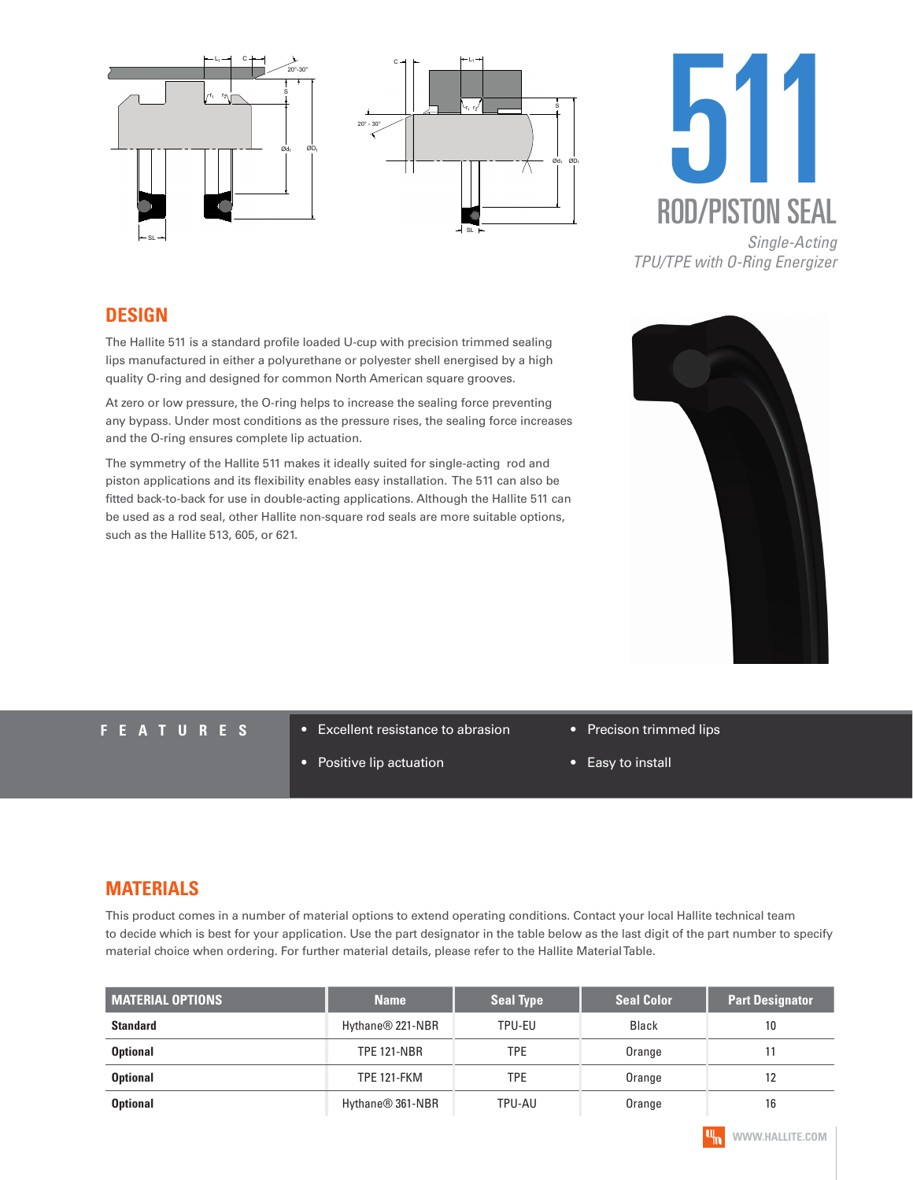# 511

## ROD/PISTON SEAL

*Single-Acting*
*TPU/TPE with O-Ring Energizer*

## DESIGN

The Hallite 511 is a standard profile loaded U-cup with precision trimmed sealing lips manufactured in either a polyurethane or polyester shell energised by a high quality O-ring and designed for common North American square grooves.

At zero or low pressure, the O-ring helps to increase the sealing force preventing any bypass. Under most conditions as the pressure rises, the sealing force increases and the O-ring ensures complete lip actuation.

The symmetry of the Hallite 511 makes it ideally suited for single-acting rod and piston applications and its flexibility enables easy installation. The 511 can also be fitted back-to-back for use in double-acting applications. Although the Hallite 511 can be used as a rod seal, other Hallite non-square rod seals are more suitable options, such as the Hallite 513, 605, or 621.

## FEATURES

- Excellent resistance to abrasion
- Precison trimmed lips
- Positive lip actuation
- Easy to install

## MATERIALS

This product comes in a number of material options to extend operating conditions. Contact your local Hallite technical team to decide which is best for your application. Use the part designator in the table below as the last digit of the part number to specify material choice when ordering. For further material details, please refer to the Hallite Material Table.

| MATERIAL OPTIONS | Name | Seal Type | Seal Color | Part Designator |
|---|---|---|---|---|
| **Standard** | Hythane® 221-NBR | TPU-EU | Black | 10 |
| **Optional** | TPE 121-NBR | TPE | Orange | 11 |
| **Optional** | TPE 121-FKM | TPE | Orange | 12 |
| **Optional** | Hythane® 361-NBR | TPU-AU | Orange | 16 |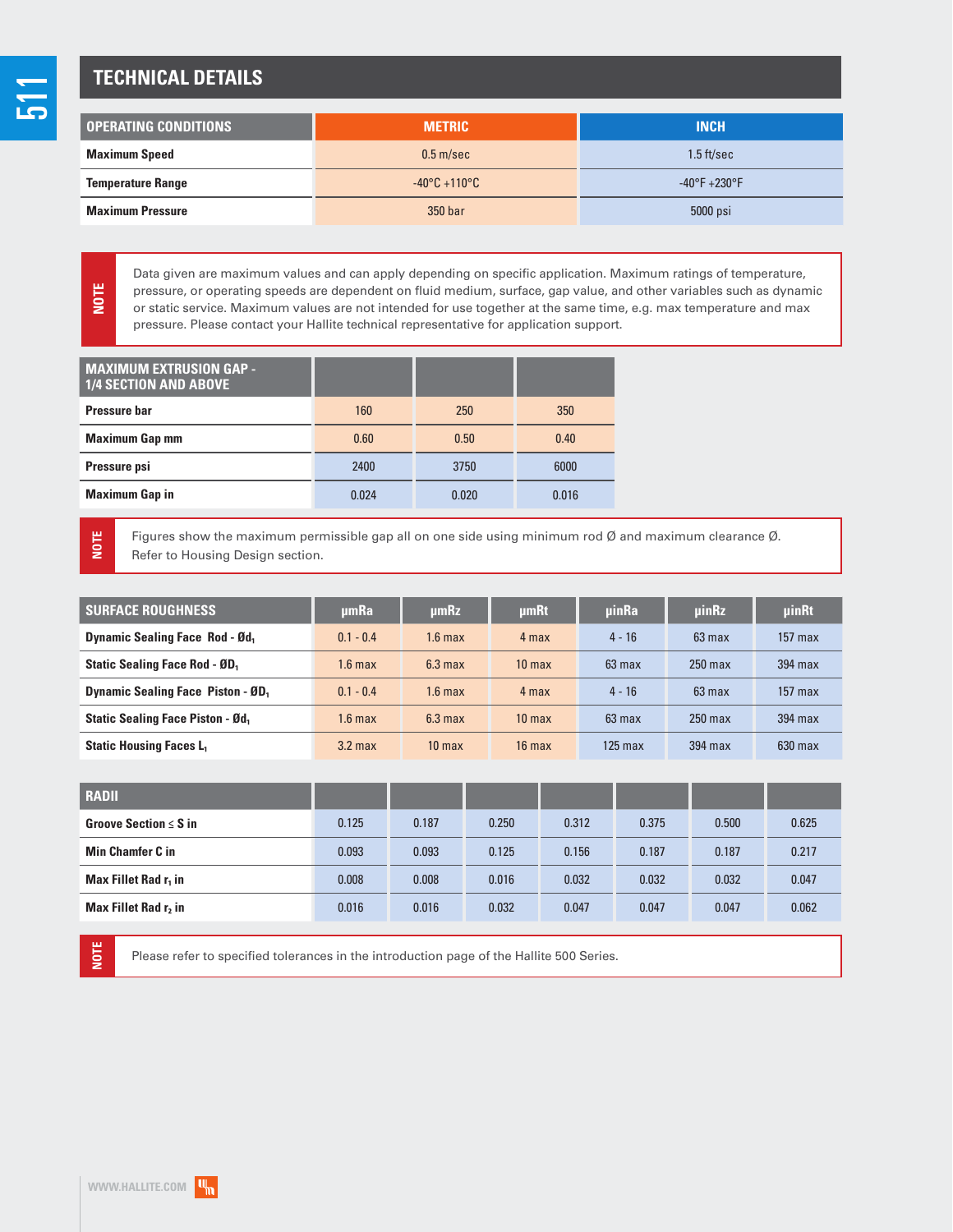## TECHNICAL DETAILS

| OPERATING CONDITIONS | METRIC | INCH |
|---|---|---|
| Maximum Speed | 0.5 m/sec | 1.5 ft/sec |
| Temperature Range | -40°C +110°C | -40°F +230°F |
| Maximum Pressure | 350 bar | 5000 psi |

**NOTE** Data given are maximum values and can apply depending on specific application. Maximum ratings of temperature, pressure, or operating speeds are dependent on fluid medium, surface, gap value, and other variables such as dynamic or static service. Maximum values are not intended for use together at the same time, e.g. max temperature and max pressure. Please contact your Hallite technical representative for application support.

| MAXIMUM EXTRUSION GAP - 1/4 SECTION AND ABOVE | | | |
|---|---|---|---|
| Pressure bar | 160 | 250 | 350 |
| Maximum Gap mm | 0.60 | 0.50 | 0.40 |
| Pressure psi | 2400 | 3750 | 6000 |
| Maximum Gap in | 0.024 | 0.020 | 0.016 |

**NOTE** Figures show the maximum permissible gap all on one side using minimum rod Ø and maximum clearance Ø. Refer to Housing Design section.

| SURFACE ROUGHNESS | µmRa | µmRz | µmRt | µinRa | µinRz | µinRt |
|---|---|---|---|---|---|---|
| Dynamic Sealing Face Rod - Ø$d_1$ | 0.1 - 0.4 | 1.6 max | 4 max | 4 - 16 | 63 max | 157 max |
| Static Sealing Face Rod - Ø$D_1$ | 1.6 max | 6.3 max | 10 max | 63 max | 250 max | 394 max |
| Dynamic Sealing Face Piston - Ø$D_1$ | 0.1 - 0.4 | 1.6 max | 4 max | 4 - 16 | 63 max | 157 max |
| Static Sealing Face Piston - Ø$d_1$ | 1.6 max | 6.3 max | 10 max | 63 max | 250 max | 394 max |
| Static Housing Faces $L_1$ | 3.2 max | 10 max | 16 max | 125 max | 394 max | 630 max |

| RADII | | | | | | | |
|---|---|---|---|---|---|---|---|
| Groove Section ≤ S in | 0.125 | 0.187 | 0.250 | 0.312 | 0.375 | 0.500 | 0.625 |
| Min Chamfer C in | 0.093 | 0.093 | 0.125 | 0.156 | 0.187 | 0.187 | 0.217 |
| Max Fillet Rad $r_1$ in | 0.008 | 0.008 | 0.016 | 0.032 | 0.032 | 0.032 | 0.047 |
| Max Fillet Rad $r_2$ in | 0.016 | 0.016 | 0.032 | 0.047 | 0.047 | 0.047 | 0.062 |

**NOTE** Please refer to specified tolerances in the introduction page of the Hallite 500 Series.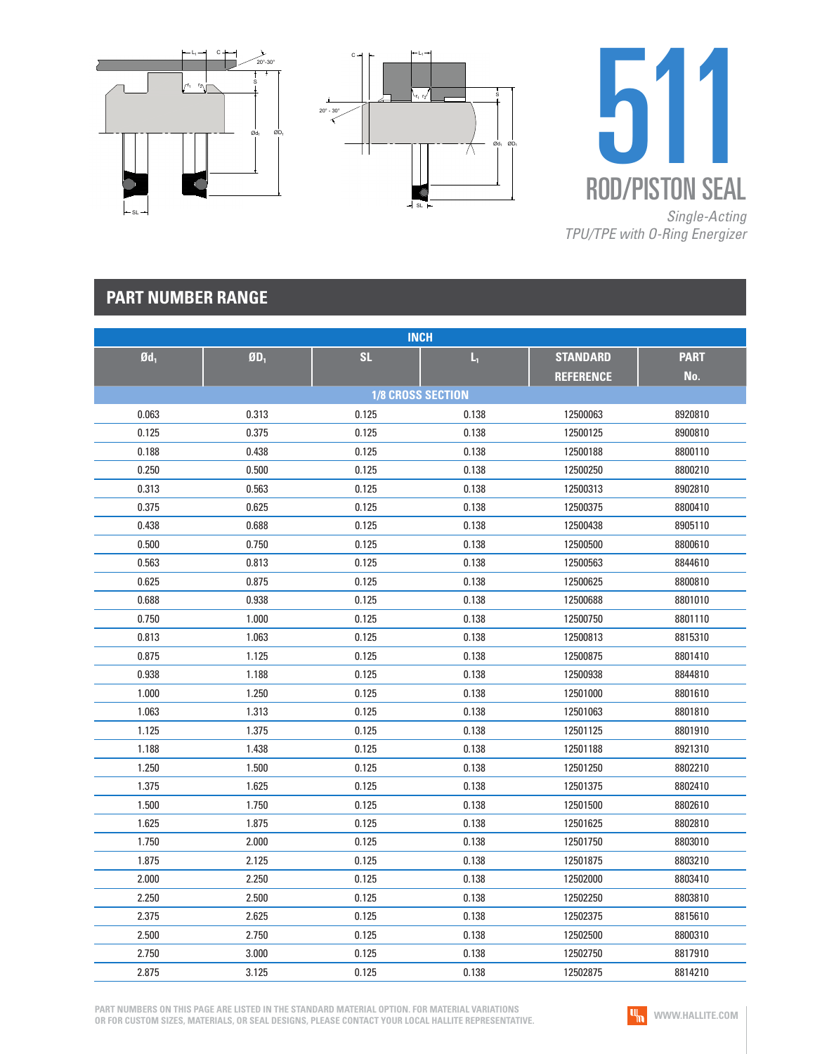# 511

## ROD/PISTON SEAL

*Single-Acting*
*TPU/TPE with O-Ring Energizer*

## PART NUMBER RANGE

| INCH | | | | | |
|---|---|---|---|---|---|
| $Ød_1$ | $ØD_1$ | SL | $L_1$ | STANDARD REFERENCE | PART No. |
| **1/8 CROSS SECTION** | | | | | |
| 0.063 | 0.313 | 0.125 | 0.138 | 12500063 | 8920810 |
| 0.125 | 0.375 | 0.125 | 0.138 | 12500125 | 8900810 |
| 0.188 | 0.438 | 0.125 | 0.138 | 12500188 | 8800110 |
| 0.250 | 0.500 | 0.125 | 0.138 | 12500250 | 8800210 |
| 0.313 | 0.563 | 0.125 | 0.138 | 12500313 | 8902810 |
| 0.375 | 0.625 | 0.125 | 0.138 | 12500375 | 8800410 |
| 0.438 | 0.688 | 0.125 | 0.138 | 12500438 | 8905110 |
| 0.500 | 0.750 | 0.125 | 0.138 | 12500500 | 8800610 |
| 0.563 | 0.813 | 0.125 | 0.138 | 12500563 | 8844610 |
| 0.625 | 0.875 | 0.125 | 0.138 | 12500625 | 8800810 |
| 0.688 | 0.938 | 0.125 | 0.138 | 12500688 | 8801010 |
| 0.750 | 1.000 | 0.125 | 0.138 | 12500750 | 8801110 |
| 0.813 | 1.063 | 0.125 | 0.138 | 12500813 | 8815310 |
| 0.875 | 1.125 | 0.125 | 0.138 | 12500875 | 8801410 |
| 0.938 | 1.188 | 0.125 | 0.138 | 12500938 | 8844810 |
| 1.000 | 1.250 | 0.125 | 0.138 | 12501000 | 8801610 |
| 1.063 | 1.313 | 0.125 | 0.138 | 12501063 | 8801810 |
| 1.125 | 1.375 | 0.125 | 0.138 | 12501125 | 8801910 |
| 1.188 | 1.438 | 0.125 | 0.138 | 12501188 | 8921310 |
| 1.250 | 1.500 | 0.125 | 0.138 | 12501250 | 8802210 |
| 1.375 | 1.625 | 0.125 | 0.138 | 12501375 | 8802410 |
| 1.500 | 1.750 | 0.125 | 0.138 | 12501500 | 8802610 |
| 1.625 | 1.875 | 0.125 | 0.138 | 12501625 | 8802810 |
| 1.750 | 2.000 | 0.125 | 0.138 | 12501750 | 8803010 |
| 1.875 | 2.125 | 0.125 | 0.138 | 12501875 | 8803210 |
| 2.000 | 2.250 | 0.125 | 0.138 | 12502000 | 8803410 |
| 2.250 | 2.500 | 0.125 | 0.138 | 12502250 | 8803810 |
| 2.375 | 2.625 | 0.125 | 0.138 | 12502375 | 8815610 |
| 2.500 | 2.750 | 0.125 | 0.138 | 12502500 | 8800310 |
| 2.750 | 3.000 | 0.125 | 0.138 | 12502750 | 8817910 |
| 2.875 | 3.125 | 0.125 | 0.138 | 12502875 | 8814210 |

PART NUMBERS ON THIS PAGE ARE LISTED IN THE STANDARD MATERIAL OPTION. FOR MATERIAL VARIATIONS OR FOR CUSTOM SIZES, MATERIALS, OR SEAL DESIGNS, PLEASE CONTACT YOUR LOCAL HALLITE REPRESENTATIVE.

WWW.HALLITE.COM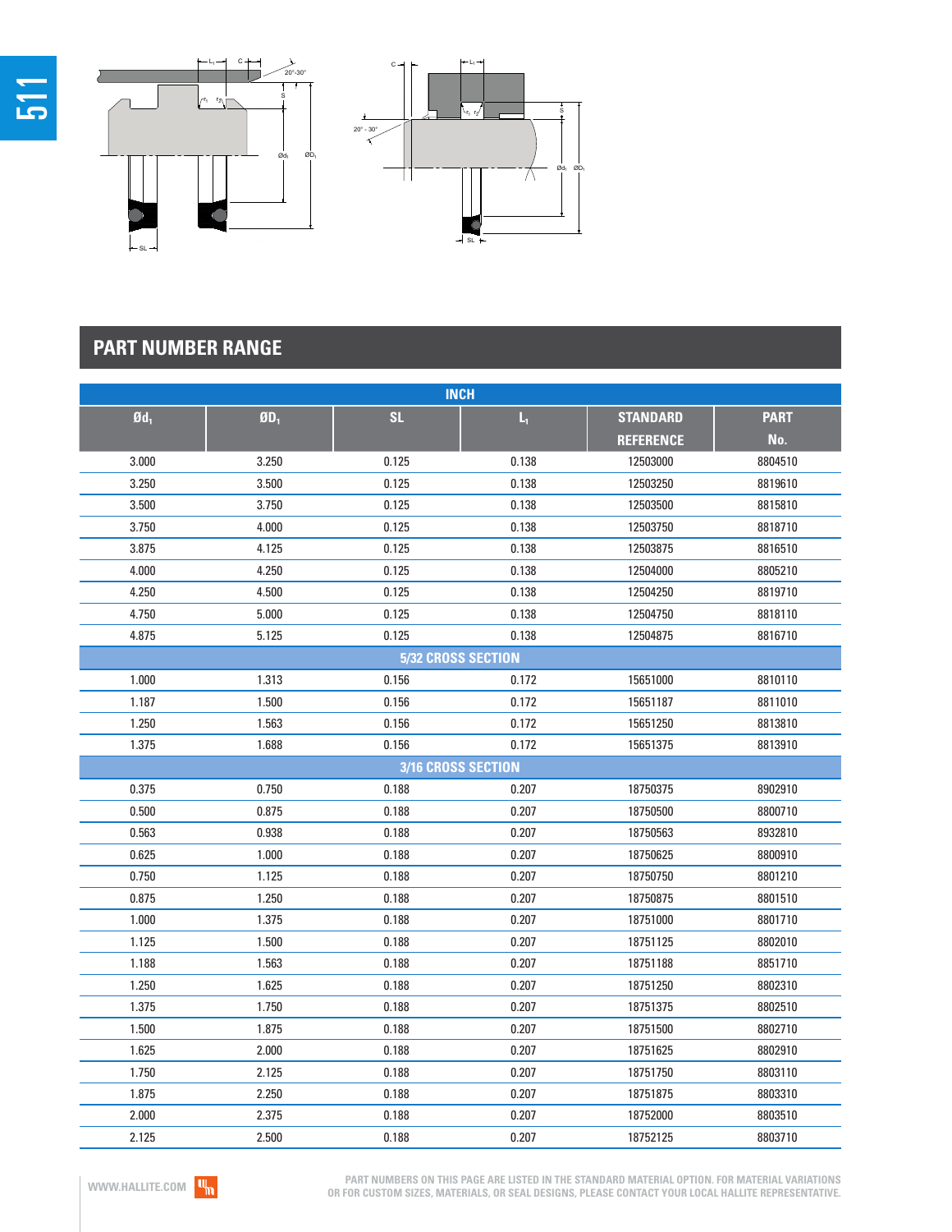## PART NUMBER RANGE

| Ød$_1$ | ØD$_1$ | SL | L$_1$ | STANDARD REFERENCE | PART No. |
|---|---|---|---|---|---|
| **INCH** | | | | | |
| 3.000 | 3.250 | 0.125 | 0.138 | 12503000 | 8804510 |
| 3.250 | 3.500 | 0.125 | 0.138 | 12503250 | 8819610 |
| 3.500 | 3.750 | 0.125 | 0.138 | 12503500 | 8815810 |
| 3.750 | 4.000 | 0.125 | 0.138 | 12503750 | 8818710 |
| 3.875 | 4.125 | 0.125 | 0.138 | 12503875 | 8816510 |
| 4.000 | 4.250 | 0.125 | 0.138 | 12504000 | 8805210 |
| 4.250 | 4.500 | 0.125 | 0.138 | 12504250 | 8819710 |
| 4.750 | 5.000 | 0.125 | 0.138 | 12504750 | 8818110 |
| 4.875 | 5.125 | 0.125 | 0.138 | 12504875 | 8816710 |
| **5/32 CROSS SECTION** | | | | | |
| 1.000 | 1.313 | 0.156 | 0.172 | 15651000 | 8810110 |
| 1.187 | 1.500 | 0.156 | 0.172 | 15651187 | 8811010 |
| 1.250 | 1.563 | 0.156 | 0.172 | 15651250 | 8813810 |
| 1.375 | 1.688 | 0.156 | 0.172 | 15651375 | 8813910 |
| **3/16 CROSS SECTION** | | | | | |
| 0.375 | 0.750 | 0.188 | 0.207 | 18750375 | 8902910 |
| 0.500 | 0.875 | 0.188 | 0.207 | 18750500 | 8800710 |
| 0.563 | 0.938 | 0.188 | 0.207 | 18750563 | 8932810 |
| 0.625 | 1.000 | 0.188 | 0.207 | 18750625 | 8800910 |
| 0.750 | 1.125 | 0.188 | 0.207 | 18750750 | 8801210 |
| 0.875 | 1.250 | 0.188 | 0.207 | 18750875 | 8801510 |
| 1.000 | 1.375 | 0.188 | 0.207 | 18751000 | 8801710 |
| 1.125 | 1.500 | 0.188 | 0.207 | 18751125 | 8802010 |
| 1.188 | 1.563 | 0.188 | 0.207 | 18751188 | 8851710 |
| 1.250 | 1.625 | 0.188 | 0.207 | 18751250 | 8802310 |
| 1.375 | 1.750 | 0.188 | 0.207 | 18751375 | 8802510 |
| 1.500 | 1.875 | 0.188 | 0.207 | 18751500 | 8802710 |
| 1.625 | 2.000 | 0.188 | 0.207 | 18751625 | 8802910 |
| 1.750 | 2.125 | 0.188 | 0.207 | 18751750 | 8803110 |
| 1.875 | 2.250 | 0.188 | 0.207 | 18751875 | 8803310 |
| 2.000 | 2.375 | 0.188 | 0.207 | 18752000 | 8803510 |
| 2.125 | 2.500 | 0.188 | 0.207 | 18752125 | 8803710 |

PART NUMBERS ON THIS PAGE ARE LISTED IN THE STANDARD MATERIAL OPTION. FOR MATERIAL VARIATIONS OR FOR CUSTOM SIZES, MATERIALS, OR SEAL DESIGNS, PLEASE CONTACT YOUR LOCAL HALLITE REPRESENTATIVE.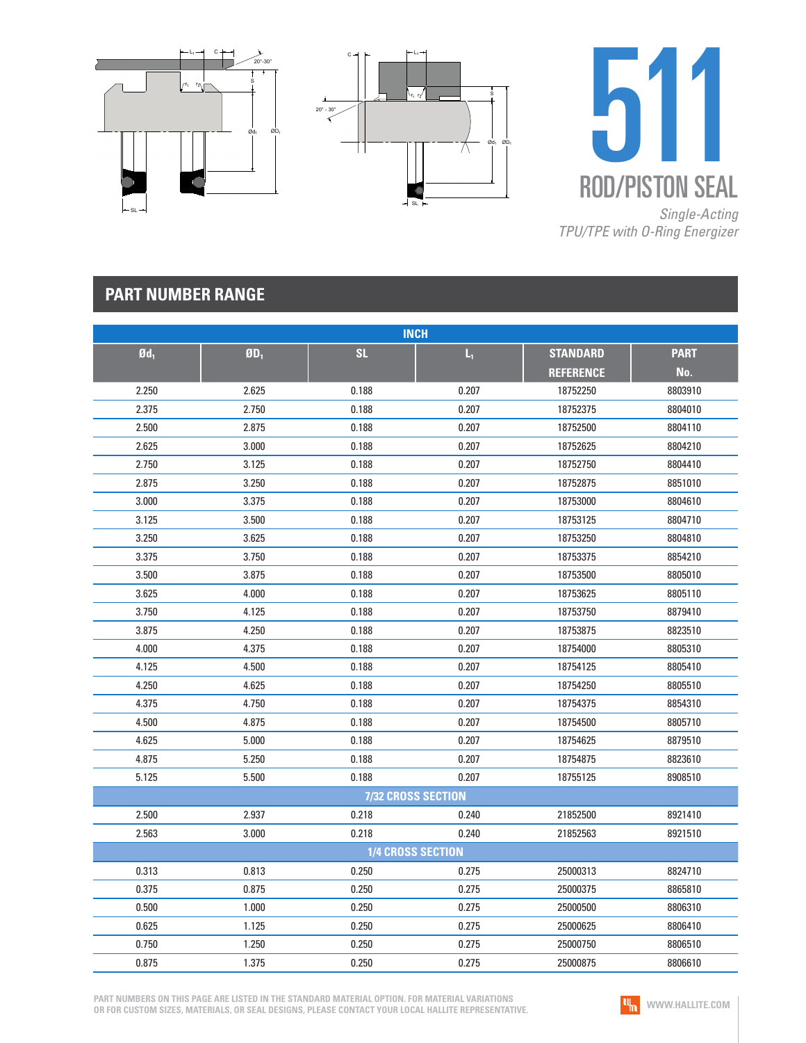# 511

## ROD/PISTON SEAL

*Single-Acting*
*TPU/TPE with O-Ring Energizer*

## PART NUMBER RANGE

| INCH | | | | | |
|---|---|---|---|---|---|
| **Ød$_1$** | **ØD$_1$** | **SL** | **L$_1$** | **STANDARD REFERENCE** | **PART No.** |
| 2.250 | 2.625 | 0.188 | 0.207 | 18752250 | 8803910 |
| 2.375 | 2.750 | 0.188 | 0.207 | 18752375 | 8804010 |
| 2.500 | 2.875 | 0.188 | 0.207 | 18752500 | 8804110 |
| 2.625 | 3.000 | 0.188 | 0.207 | 18752625 | 8804210 |
| 2.750 | 3.125 | 0.188 | 0.207 | 18752750 | 8804410 |
| 2.875 | 3.250 | 0.188 | 0.207 | 18752875 | 8851010 |
| 3.000 | 3.375 | 0.188 | 0.207 | 18753000 | 8804610 |
| 3.125 | 3.500 | 0.188 | 0.207 | 18753125 | 8804710 |
| 3.250 | 3.625 | 0.188 | 0.207 | 18753250 | 8804810 |
| 3.375 | 3.750 | 0.188 | 0.207 | 18753375 | 8854210 |
| 3.500 | 3.875 | 0.188 | 0.207 | 18753500 | 8805010 |
| 3.625 | 4.000 | 0.188 | 0.207 | 18753625 | 8805110 |
| 3.750 | 4.125 | 0.188 | 0.207 | 18753750 | 8879410 |
| 3.875 | 4.250 | 0.188 | 0.207 | 18753875 | 8823510 |
| 4.000 | 4.375 | 0.188 | 0.207 | 18754000 | 8805310 |
| 4.125 | 4.500 | 0.188 | 0.207 | 18754125 | 8805410 |
| 4.250 | 4.625 | 0.188 | 0.207 | 18754250 | 8805510 |
| 4.375 | 4.750 | 0.188 | 0.207 | 18754375 | 8854310 |
| 4.500 | 4.875 | 0.188 | 0.207 | 18754500 | 8805710 |
| 4.625 | 5.000 | 0.188 | 0.207 | 18754625 | 8879510 |
| 4.875 | 5.250 | 0.188 | 0.207 | 18754875 | 8823610 |
| 5.125 | 5.500 | 0.188 | 0.207 | 18755125 | 8908510 |
| **7/32 CROSS SECTION** | | | | | |
| 2.500 | 2.937 | 0.218 | 0.240 | 21852500 | 8921410 |
| 2.563 | 3.000 | 0.218 | 0.240 | 21852563 | 8921510 |
| **1/4 CROSS SECTION** | | | | | |
| 0.313 | 0.813 | 0.250 | 0.275 | 25000313 | 8824710 |
| 0.375 | 0.875 | 0.250 | 0.275 | 25000375 | 8865810 |
| 0.500 | 1.000 | 0.250 | 0.275 | 25000500 | 8806310 |
| 0.625 | 1.125 | 0.250 | 0.275 | 25000625 | 8806410 |
| 0.750 | 1.250 | 0.250 | 0.275 | 25000750 | 8806510 |
| 0.875 | 1.375 | 0.250 | 0.275 | 25000875 | 8806610 |

PART NUMBERS ON THIS PAGE ARE LISTED IN THE STANDARD MATERIAL OPTION. FOR MATERIAL VARIATIONS OR FOR CUSTOM SIZES, MATERIALS, OR SEAL DESIGNS, PLEASE CONTACT YOUR LOCAL HALLITE REPRESENTATIVE.

WWW.HALLITE.COM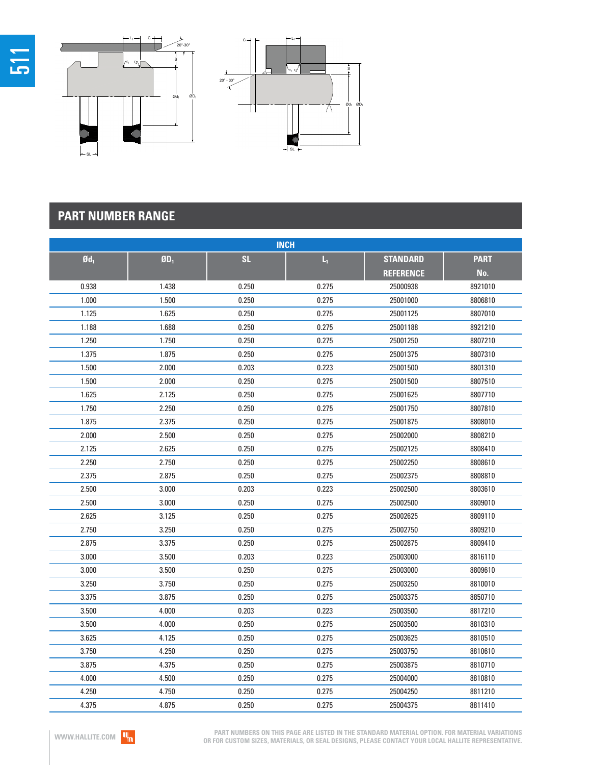## PART NUMBER RANGE

| INCH | | | | | |
|---|---|---|---|---|---|
| $Ød_1$ | $ØD_1$ | SL | $L_1$ | STANDARD REFERENCE | PART No. |
| 0.938 | 1.438 | 0.250 | 0.275 | 25000938 | 8921010 |
| 1.000 | 1.500 | 0.250 | 0.275 | 25001000 | 8806810 |
| 1.125 | 1.625 | 0.250 | 0.275 | 25001125 | 8807010 |
| 1.188 | 1.688 | 0.250 | 0.275 | 25001188 | 8921210 |
| 1.250 | 1.750 | 0.250 | 0.275 | 25001250 | 8807210 |
| 1.375 | 1.875 | 0.250 | 0.275 | 25001375 | 8807310 |
| 1.500 | 2.000 | 0.203 | 0.223 | 25001500 | 8801310 |
| 1.500 | 2.000 | 0.250 | 0.275 | 25001500 | 8807510 |
| 1.625 | 2.125 | 0.250 | 0.275 | 25001625 | 8807710 |
| 1.750 | 2.250 | 0.250 | 0.275 | 25001750 | 8807810 |
| 1.875 | 2.375 | 0.250 | 0.275 | 25001875 | 8808010 |
| 2.000 | 2.500 | 0.250 | 0.275 | 25002000 | 8808210 |
| 2.125 | 2.625 | 0.250 | 0.275 | 25002125 | 8808410 |
| 2.250 | 2.750 | 0.250 | 0.275 | 25002250 | 8808610 |
| 2.375 | 2.875 | 0.250 | 0.275 | 25002375 | 8808810 |
| 2.500 | 3.000 | 0.203 | 0.223 | 25002500 | 8803610 |
| 2.500 | 3.000 | 0.250 | 0.275 | 25002500 | 8809010 |
| 2.625 | 3.125 | 0.250 | 0.275 | 25002625 | 8809110 |
| 2.750 | 3.250 | 0.250 | 0.275 | 25002750 | 8809210 |
| 2.875 | 3.375 | 0.250 | 0.275 | 25002875 | 8809410 |
| 3.000 | 3.500 | 0.203 | 0.223 | 25003000 | 8816110 |
| 3.000 | 3.500 | 0.250 | 0.275 | 25003000 | 8809610 |
| 3.250 | 3.750 | 0.250 | 0.275 | 25003250 | 8810010 |
| 3.375 | 3.875 | 0.250 | 0.275 | 25003375 | 8850710 |
| 3.500 | 4.000 | 0.203 | 0.223 | 25003500 | 8817210 |
| 3.500 | 4.000 | 0.250 | 0.275 | 25003500 | 8810310 |
| 3.625 | 4.125 | 0.250 | 0.275 | 25003625 | 8810510 |
| 3.750 | 4.250 | 0.250 | 0.275 | 25003750 | 8810610 |
| 3.875 | 4.375 | 0.250 | 0.275 | 25003875 | 8810710 |
| 4.000 | 4.500 | 0.250 | 0.275 | 25004000 | 8810810 |
| 4.250 | 4.750 | 0.250 | 0.275 | 25004250 | 8811210 |
| 4.375 | 4.875 | 0.250 | 0.275 | 25004375 | 8811410 |

PART NUMBERS ON THIS PAGE ARE LISTED IN THE STANDARD MATERIAL OPTION. FOR MATERIAL VARIATIONS OR FOR CUSTOM SIZES, MATERIALS, OR SEAL DESIGNS, PLEASE CONTACT YOUR LOCAL HALLITE REPRESENTATIVE.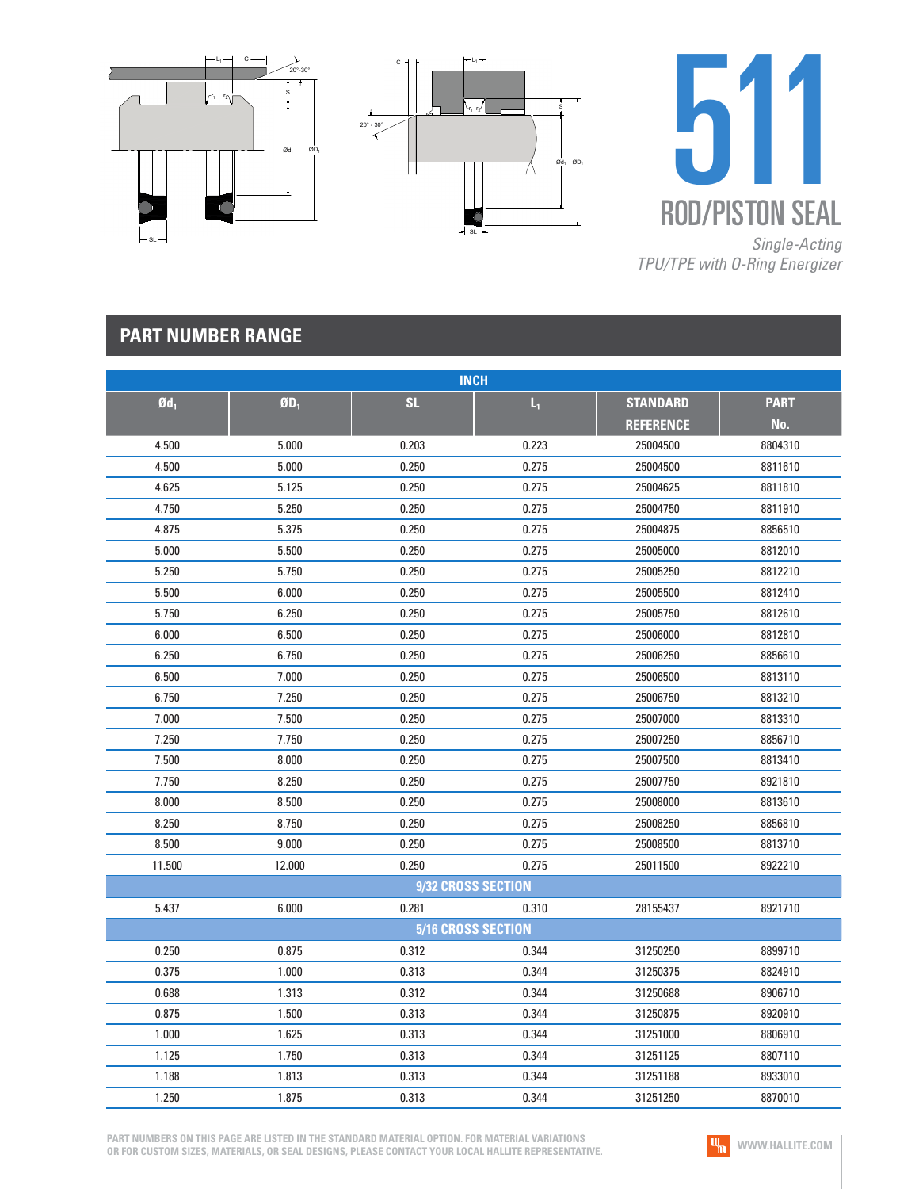# 511

## ROD/PISTON SEAL

*Single-Acting*
*TPU/TPE with O-Ring Energizer*

## PART NUMBER RANGE

| INCH | | | | | |
|---|---|---|---|---|---|
| $Ød_1$ | $ØD_1$ | SL | $L_1$ | STANDARD REFERENCE | PART No. |
| 4.500 | 5.000 | 0.203 | 0.223 | 25004500 | 8804310 |
| 4.500 | 5.000 | 0.250 | 0.275 | 25004500 | 8811610 |
| 4.625 | 5.125 | 0.250 | 0.275 | 25004625 | 8811810 |
| 4.750 | 5.250 | 0.250 | 0.275 | 25004750 | 8811910 |
| 4.875 | 5.375 | 0.250 | 0.275 | 25004875 | 8856510 |
| 5.000 | 5.500 | 0.250 | 0.275 | 25005000 | 8812010 |
| 5.250 | 5.750 | 0.250 | 0.275 | 25005250 | 8812210 |
| 5.500 | 6.000 | 0.250 | 0.275 | 25005500 | 8812410 |
| 5.750 | 6.250 | 0.250 | 0.275 | 25005750 | 8812610 |
| 6.000 | 6.500 | 0.250 | 0.275 | 25006000 | 8812810 |
| 6.250 | 6.750 | 0.250 | 0.275 | 25006250 | 8856610 |
| 6.500 | 7.000 | 0.250 | 0.275 | 25006500 | 8813110 |
| 6.750 | 7.250 | 0.250 | 0.275 | 25006750 | 8813210 |
| 7.000 | 7.500 | 0.250 | 0.275 | 25007000 | 8813310 |
| 7.250 | 7.750 | 0.250 | 0.275 | 25007250 | 8856710 |
| 7.500 | 8.000 | 0.250 | 0.275 | 25007500 | 8813410 |
| 7.750 | 8.250 | 0.250 | 0.275 | 25007750 | 8921810 |
| 8.000 | 8.500 | 0.250 | 0.275 | 25008000 | 8813610 |
| 8.250 | 8.750 | 0.250 | 0.275 | 25008250 | 8856810 |
| 8.500 | 9.000 | 0.250 | 0.275 | 25008500 | 8813710 |
| 11.500 | 12.000 | 0.250 | 0.275 | 25011500 | 8922210 |
| 9/32 CROSS SECTION | | | | | |
| 5.437 | 6.000 | 0.281 | 0.310 | 28155437 | 8921710 |
| 5/16 CROSS SECTION | | | | | |
| 0.250 | 0.875 | 0.312 | 0.344 | 31250250 | 8899710 |
| 0.375 | 1.000 | 0.313 | 0.344 | 31250375 | 8824910 |
| 0.688 | 1.313 | 0.312 | 0.344 | 31250688 | 8906710 |
| 0.875 | 1.500 | 0.313 | 0.344 | 31250875 | 8920910 |
| 1.000 | 1.625 | 0.313 | 0.344 | 31251000 | 8806910 |
| 1.125 | 1.750 | 0.313 | 0.344 | 31251125 | 8807110 |
| 1.188 | 1.813 | 0.313 | 0.344 | 31251188 | 8933010 |
| 1.250 | 1.875 | 0.313 | 0.344 | 31251250 | 8870010 |

PART NUMBERS ON THIS PAGE ARE LISTED IN THE STANDARD MATERIAL OPTION. FOR MATERIAL VARIATIONS OR FOR CUSTOM SIZES, MATERIALS, OR SEAL DESIGNS, PLEASE CONTACT YOUR LOCAL HALLITE REPRESENTATIVE.

WWW.HALLITE.COM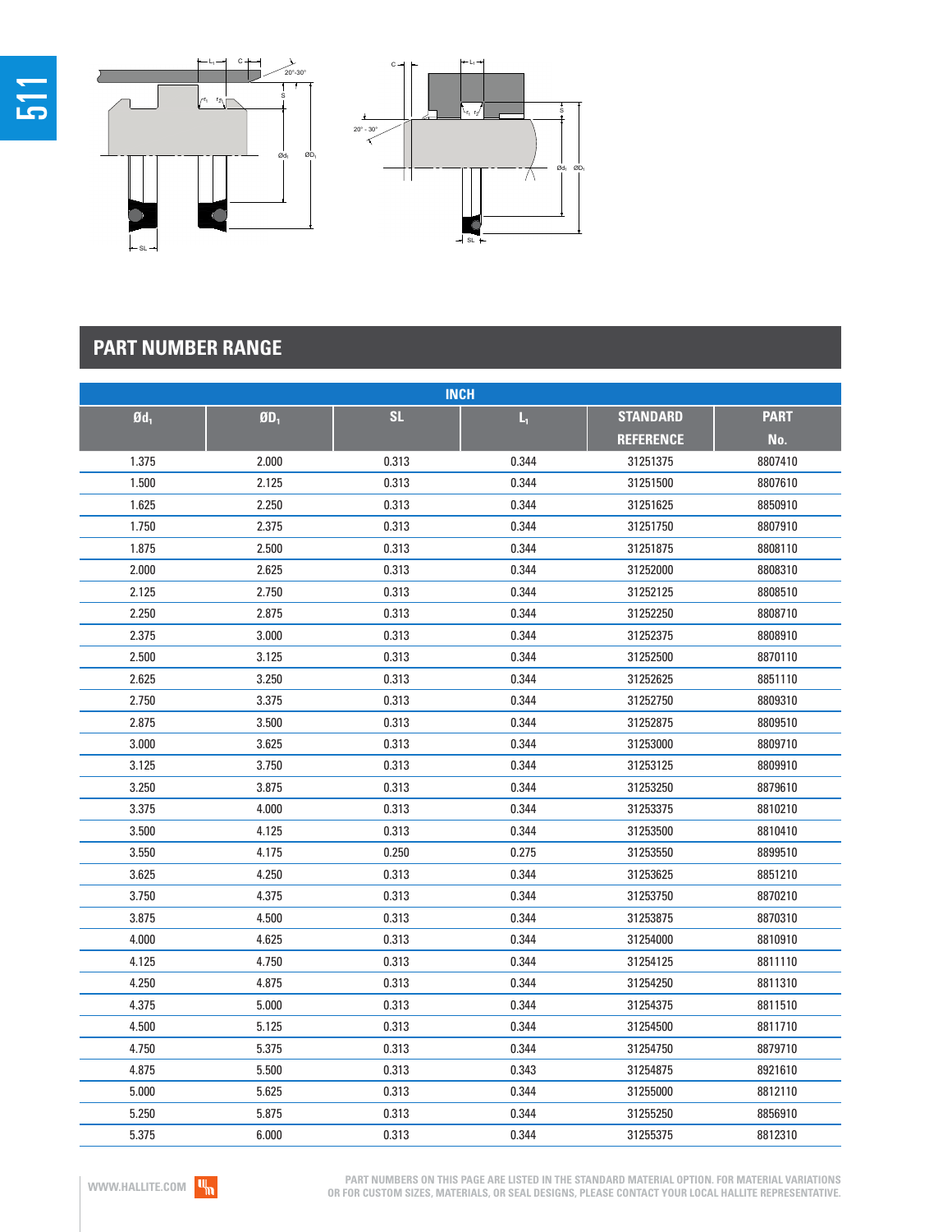## PART NUMBER RANGE

| INCH | | | | | |
|---|---|---|---|---|---|
| Ød$_1$ | ØD$_1$ | SL | L$_1$ | STANDARD REFERENCE | PART No. |
| 1.375 | 2.000 | 0.313 | 0.344 | 31251375 | 8807410 |
| 1.500 | 2.125 | 0.313 | 0.344 | 31251500 | 8807610 |
| 1.625 | 2.250 | 0.313 | 0.344 | 31251625 | 8850910 |
| 1.750 | 2.375 | 0.313 | 0.344 | 31251750 | 8807910 |
| 1.875 | 2.500 | 0.313 | 0.344 | 31251875 | 8808110 |
| 2.000 | 2.625 | 0.313 | 0.344 | 31252000 | 8808310 |
| 2.125 | 2.750 | 0.313 | 0.344 | 31252125 | 8808510 |
| 2.250 | 2.875 | 0.313 | 0.344 | 31252250 | 8808710 |
| 2.375 | 3.000 | 0.313 | 0.344 | 31252375 | 8808910 |
| 2.500 | 3.125 | 0.313 | 0.344 | 31252500 | 8870110 |
| 2.625 | 3.250 | 0.313 | 0.344 | 31252625 | 8851110 |
| 2.750 | 3.375 | 0.313 | 0.344 | 31252750 | 8809310 |
| 2.875 | 3.500 | 0.313 | 0.344 | 31252875 | 8809510 |
| 3.000 | 3.625 | 0.313 | 0.344 | 31253000 | 8809710 |
| 3.125 | 3.750 | 0.313 | 0.344 | 31253125 | 8809910 |
| 3.250 | 3.875 | 0.313 | 0.344 | 31253250 | 8879610 |
| 3.375 | 4.000 | 0.313 | 0.344 | 31253375 | 8810210 |
| 3.500 | 4.125 | 0.313 | 0.344 | 31253500 | 8810410 |
| 3.550 | 4.175 | 0.250 | 0.275 | 31253550 | 8899510 |
| 3.625 | 4.250 | 0.313 | 0.344 | 31253625 | 8851210 |
| 3.750 | 4.375 | 0.313 | 0.344 | 31253750 | 8870210 |
| 3.875 | 4.500 | 0.313 | 0.344 | 31253875 | 8870310 |
| 4.000 | 4.625 | 0.313 | 0.344 | 31254000 | 8810910 |
| 4.125 | 4.750 | 0.313 | 0.344 | 31254125 | 8811110 |
| 4.250 | 4.875 | 0.313 | 0.344 | 31254250 | 8811310 |
| 4.375 | 5.000 | 0.313 | 0.344 | 31254375 | 8811510 |
| 4.500 | 5.125 | 0.313 | 0.344 | 31254500 | 8811710 |
| 4.750 | 5.375 | 0.313 | 0.344 | 31254750 | 8879710 |
| 4.875 | 5.500 | 0.313 | 0.343 | 31254875 | 8921610 |
| 5.000 | 5.625 | 0.313 | 0.344 | 31255000 | 8812110 |
| 5.250 | 5.875 | 0.313 | 0.344 | 31255250 | 8856910 |
| 5.375 | 6.000 | 0.313 | 0.344 | 31255375 | 8812310 |

PART NUMBERS ON THIS PAGE ARE LISTED IN THE STANDARD MATERIAL OPTION. FOR MATERIAL VARIATIONS OR FOR CUSTOM SIZES, MATERIALS, OR SEAL DESIGNS, PLEASE CONTACT YOUR LOCAL HALLITE REPRESENTATIVE.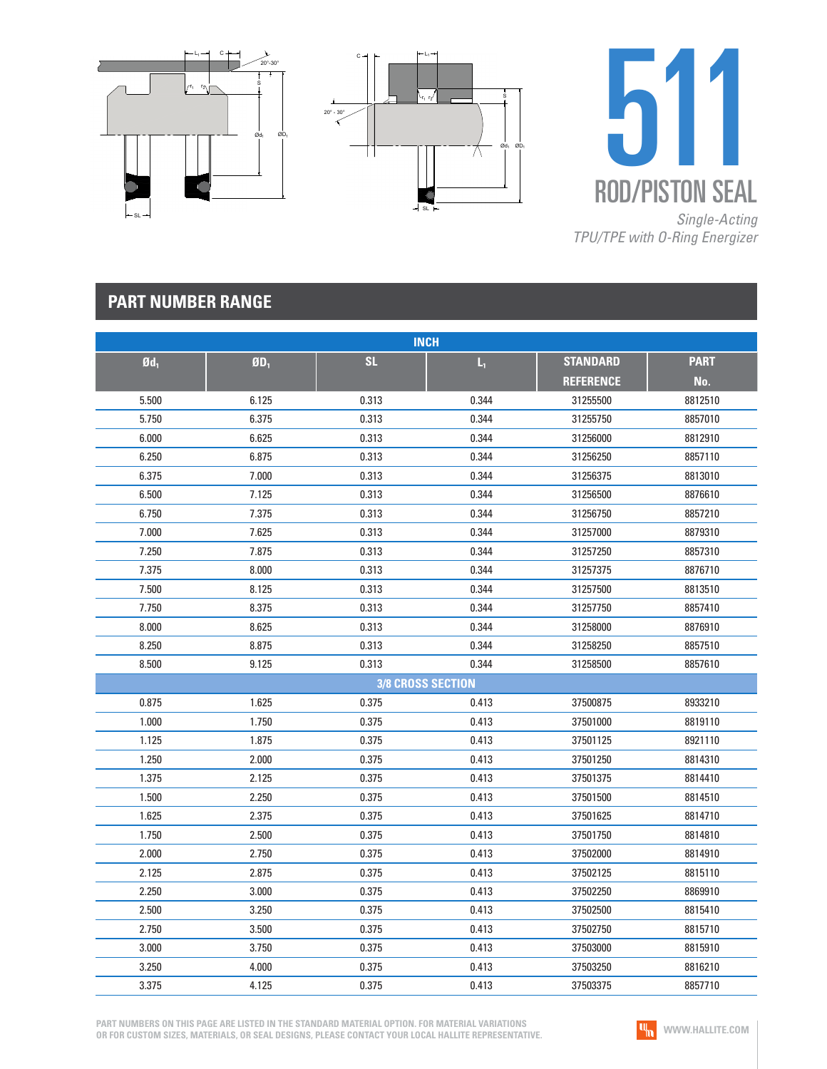# 511

## ROD/PISTON SEAL

*Single-Acting*
*TPU/TPE with O-Ring Energizer*

## PART NUMBER RANGE

| INCH | | | | | |
|---|---|---|---|---|---|
| $Ød_1$ | $ØD_1$ | SL | $L_1$ | STANDARD REFERENCE | PART No. |
| 5.500 | 6.125 | 0.313 | 0.344 | 31255500 | 8812510 |
| 5.750 | 6.375 | 0.313 | 0.344 | 31255750 | 8857010 |
| 6.000 | 6.625 | 0.313 | 0.344 | 31256000 | 8812910 |
| 6.250 | 6.875 | 0.313 | 0.344 | 31256250 | 8857110 |
| 6.375 | 7.000 | 0.313 | 0.344 | 31256375 | 8813010 |
| 6.500 | 7.125 | 0.313 | 0.344 | 31256500 | 8876610 |
| 6.750 | 7.375 | 0.313 | 0.344 | 31256750 | 8857210 |
| 7.000 | 7.625 | 0.313 | 0.344 | 31257000 | 8879310 |
| 7.250 | 7.875 | 0.313 | 0.344 | 31257250 | 8857310 |
| 7.375 | 8.000 | 0.313 | 0.344 | 31257375 | 8876710 |
| 7.500 | 8.125 | 0.313 | 0.344 | 31257500 | 8813510 |
| 7.750 | 8.375 | 0.313 | 0.344 | 31257750 | 8857410 |
| 8.000 | 8.625 | 0.313 | 0.344 | 31258000 | 8876910 |
| 8.250 | 8.875 | 0.313 | 0.344 | 31258250 | 8857510 |
| 8.500 | 9.125 | 0.313 | 0.344 | 31258500 | 8857610 |
| 3/8 CROSS SECTION | | | | | |
| 0.875 | 1.625 | 0.375 | 0.413 | 37500875 | 8933210 |
| 1.000 | 1.750 | 0.375 | 0.413 | 37501000 | 8819110 |
| 1.125 | 1.875 | 0.375 | 0.413 | 37501125 | 8921110 |
| 1.250 | 2.000 | 0.375 | 0.413 | 37501250 | 8814310 |
| 1.375 | 2.125 | 0.375 | 0.413 | 37501375 | 8814410 |
| 1.500 | 2.250 | 0.375 | 0.413 | 37501500 | 8814510 |
| 1.625 | 2.375 | 0.375 | 0.413 | 37501625 | 8814710 |
| 1.750 | 2.500 | 0.375 | 0.413 | 37501750 | 8814810 |
| 2.000 | 2.750 | 0.375 | 0.413 | 37502000 | 8814910 |
| 2.125 | 2.875 | 0.375 | 0.413 | 37502125 | 8815110 |
| 2.250 | 3.000 | 0.375 | 0.413 | 37502250 | 8869910 |
| 2.500 | 3.250 | 0.375 | 0.413 | 37502500 | 8815410 |
| 2.750 | 3.500 | 0.375 | 0.413 | 37502750 | 8815710 |
| 3.000 | 3.750 | 0.375 | 0.413 | 37503000 | 8815910 |
| 3.250 | 4.000 | 0.375 | 0.413 | 37503250 | 8816210 |
| 3.375 | 4.125 | 0.375 | 0.413 | 37503375 | 8857710 |

PART NUMBERS ON THIS PAGE ARE LISTED IN THE STANDARD MATERIAL OPTION. FOR MATERIAL VARIATIONS OR FOR CUSTOM SIZES, MATERIALS, OR SEAL DESIGNS, PLEASE CONTACT YOUR LOCAL HALLITE REPRESENTATIVE.

WWW.HALLITE.COM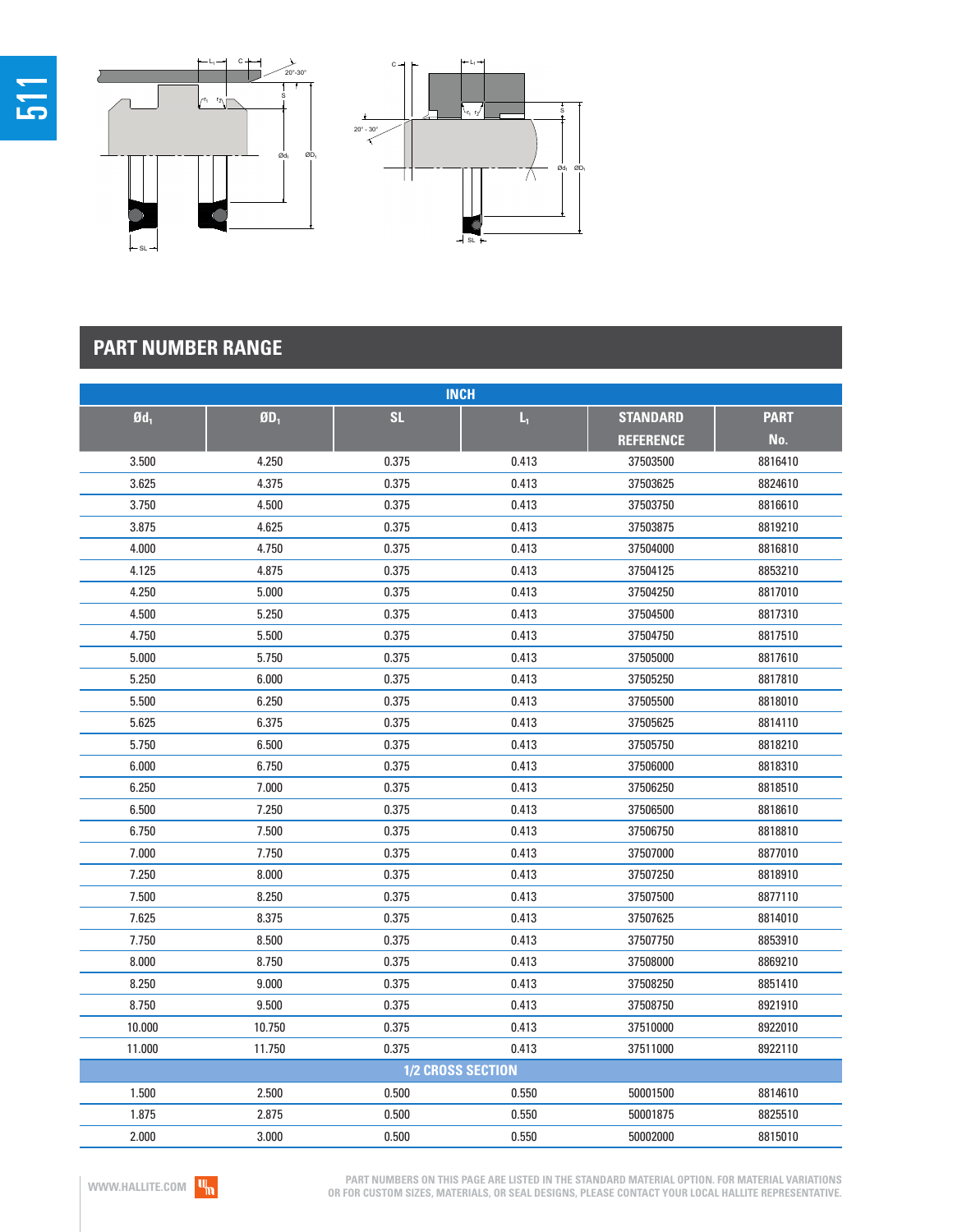## PART NUMBER RANGE

| INCH | | | | | |
|---|---|---|---|---|---|
| $Ød_1$ | $ØD_1$ | SL | $L_1$ | STANDARD REFERENCE | PART No. |
| 3.500 | 4.250 | 0.375 | 0.413 | 37503500 | 8816410 |
| 3.625 | 4.375 | 0.375 | 0.413 | 37503625 | 8824610 |
| 3.750 | 4.500 | 0.375 | 0.413 | 37503750 | 8816610 |
| 3.875 | 4.625 | 0.375 | 0.413 | 37503875 | 8819210 |
| 4.000 | 4.750 | 0.375 | 0.413 | 37504000 | 8816810 |
| 4.125 | 4.875 | 0.375 | 0.413 | 37504125 | 8853210 |
| 4.250 | 5.000 | 0.375 | 0.413 | 37504250 | 8817010 |
| 4.500 | 5.250 | 0.375 | 0.413 | 37504500 | 8817310 |
| 4.750 | 5.500 | 0.375 | 0.413 | 37504750 | 8817510 |
| 5.000 | 5.750 | 0.375 | 0.413 | 37505000 | 8817610 |
| 5.250 | 6.000 | 0.375 | 0.413 | 37505250 | 8817810 |
| 5.500 | 6.250 | 0.375 | 0.413 | 37505500 | 8818010 |
| 5.625 | 6.375 | 0.375 | 0.413 | 37505625 | 8814110 |
| 5.750 | 6.500 | 0.375 | 0.413 | 37505750 | 8818210 |
| 6.000 | 6.750 | 0.375 | 0.413 | 37506000 | 8818310 |
| 6.250 | 7.000 | 0.375 | 0.413 | 37506250 | 8818510 |
| 6.500 | 7.250 | 0.375 | 0.413 | 37506500 | 8818610 |
| 6.750 | 7.500 | 0.375 | 0.413 | 37506750 | 8818810 |
| 7.000 | 7.750 | 0.375 | 0.413 | 37507000 | 8877010 |
| 7.250 | 8.000 | 0.375 | 0.413 | 37507250 | 8818910 |
| 7.500 | 8.250 | 0.375 | 0.413 | 37507500 | 8877110 |
| 7.625 | 8.375 | 0.375 | 0.413 | 37507625 | 8814010 |
| 7.750 | 8.500 | 0.375 | 0.413 | 37507750 | 8853910 |
| 8.000 | 8.750 | 0.375 | 0.413 | 37508000 | 8869210 |
| 8.250 | 9.000 | 0.375 | 0.413 | 37508250 | 8851410 |
| 8.750 | 9.500 | 0.375 | 0.413 | 37508750 | 8921910 |
| 10.000 | 10.750 | 0.375 | 0.413 | 37510000 | 8922010 |
| 11.000 | 11.750 | 0.375 | 0.413 | 37511000 | 8922110 |
| 1/2 CROSS SECTION | | | | | |
| 1.500 | 2.500 | 0.500 | 0.550 | 50001500 | 8814610 |
| 1.875 | 2.875 | 0.500 | 0.550 | 50001875 | 8825510 |
| 2.000 | 3.000 | 0.500 | 0.550 | 50002000 | 8815010 |

WWW.HALLITE.COM

PART NUMBERS ON THIS PAGE ARE LISTED IN THE STANDARD MATERIAL OPTION. FOR MATERIAL VARIATIONS OR FOR CUSTOM SIZES, MATERIALS, OR SEAL DESIGNS, PLEASE CONTACT YOUR LOCAL HALLITE REPRESENTATIVE.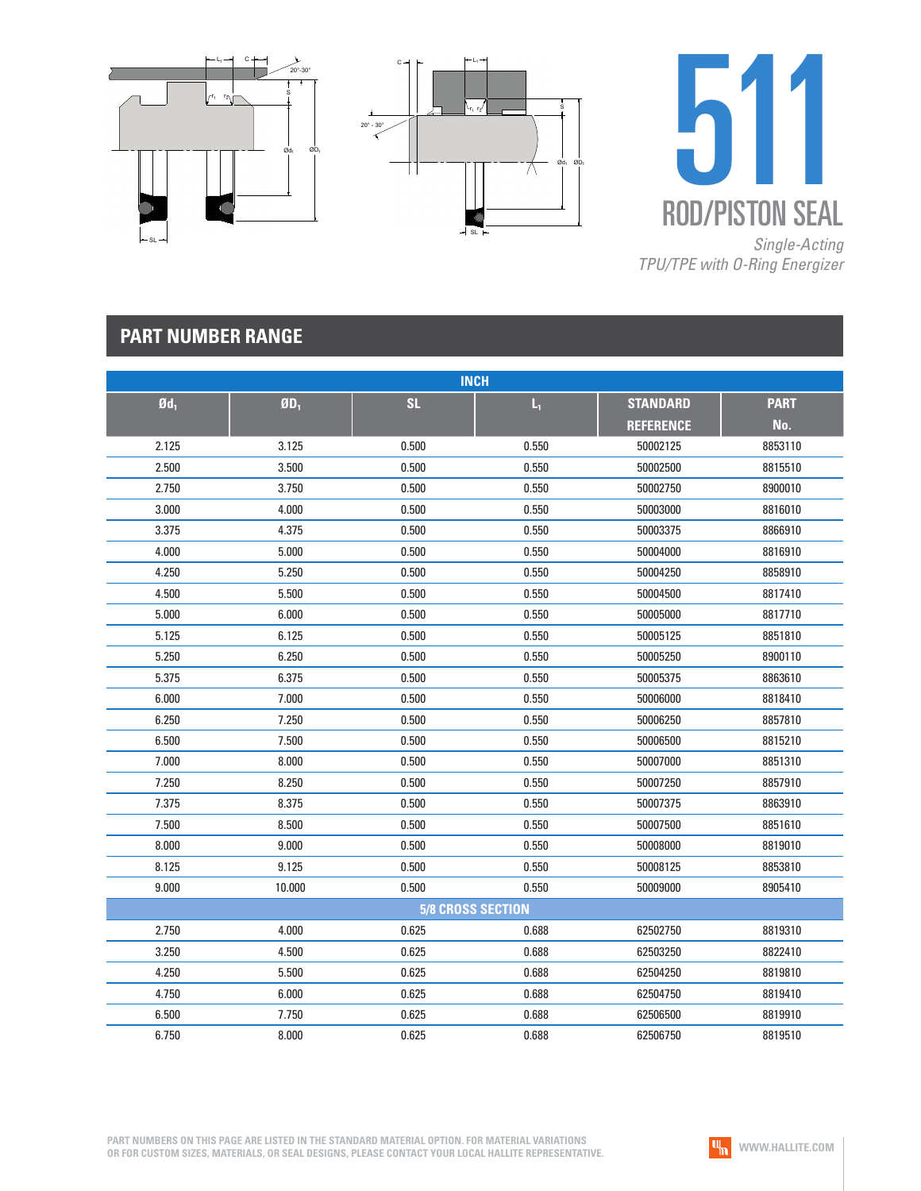# 511

## ROD/PISTON SEAL

*Single-Acting*
*TPU/TPE with O-Ring Energizer*

## PART NUMBER RANGE

| INCH | | | | | |
|---|---|---|---|---|---|
| $Ød_1$ | $ØD_1$ | SL | $L_1$ | STANDARD REFERENCE | PART No. |
| 2.125 | 3.125 | 0.500 | 0.550 | 50002125 | 8853110 |
| 2.500 | 3.500 | 0.500 | 0.550 | 50002500 | 8815510 |
| 2.750 | 3.750 | 0.500 | 0.550 | 50002750 | 8900010 |
| 3.000 | 4.000 | 0.500 | 0.550 | 50003000 | 8816010 |
| 3.375 | 4.375 | 0.500 | 0.550 | 50003375 | 8866910 |
| 4.000 | 5.000 | 0.500 | 0.550 | 50004000 | 8816910 |
| 4.250 | 5.250 | 0.500 | 0.550 | 50004250 | 8858910 |
| 4.500 | 5.500 | 0.500 | 0.550 | 50004500 | 8817410 |
| 5.000 | 6.000 | 0.500 | 0.550 | 50005000 | 8817710 |
| 5.125 | 6.125 | 0.500 | 0.550 | 50005125 | 8851810 |
| 5.250 | 6.250 | 0.500 | 0.550 | 50005250 | 8900110 |
| 5.375 | 6.375 | 0.500 | 0.550 | 50005375 | 8863610 |
| 6.000 | 7.000 | 0.500 | 0.550 | 50006000 | 8818410 |
| 6.250 | 7.250 | 0.500 | 0.550 | 50006250 | 8857810 |
| 6.500 | 7.500 | 0.500 | 0.550 | 50006500 | 8815210 |
| 7.000 | 8.000 | 0.500 | 0.550 | 50007000 | 8851310 |
| 7.250 | 8.250 | 0.500 | 0.550 | 50007250 | 8857910 |
| 7.375 | 8.375 | 0.500 | 0.550 | 50007375 | 8863910 |
| 7.500 | 8.500 | 0.500 | 0.550 | 50007500 | 8851610 |
| 8.000 | 9.000 | 0.500 | 0.550 | 50008000 | 8819010 |
| 8.125 | 9.125 | 0.500 | 0.550 | 50008125 | 8853810 |
| 9.000 | 10.000 | 0.500 | 0.550 | 50009000 | 8905410 |
| 5/8 CROSS SECTION | | | | | |
| 2.750 | 4.000 | 0.625 | 0.688 | 62502750 | 8819310 |
| 3.250 | 4.500 | 0.625 | 0.688 | 62503250 | 8822410 |
| 4.250 | 5.500 | 0.625 | 0.688 | 62504250 | 8819810 |
| 4.750 | 6.000 | 0.625 | 0.688 | 62504750 | 8819410 |
| 6.500 | 7.750 | 0.625 | 0.688 | 62506500 | 8819910 |
| 6.750 | 8.000 | 0.625 | 0.688 | 62506750 | 8819510 |

PART NUMBERS ON THIS PAGE ARE LISTED IN THE STANDARD MATERIAL OPTION. FOR MATERIAL VARIATIONS OR FOR CUSTOM SIZES, MATERIALS, OR SEAL DESIGNS, PLEASE CONTACT YOUR LOCAL HALLITE REPRESENTATIVE.

WWW.HALLITE.COM